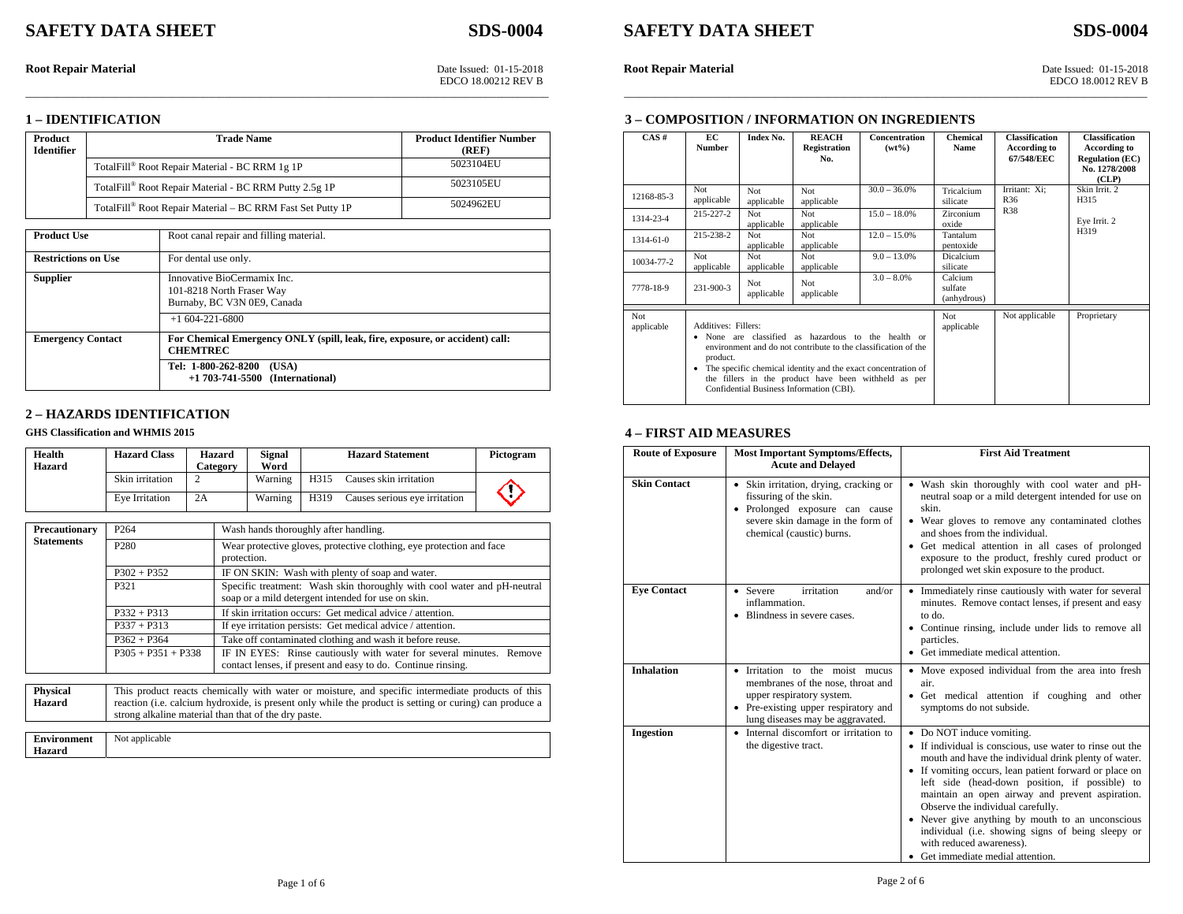# SAFETY DATA SHEET

# SDS-0004

**Root Repair Material**

Date Issued: 01-15-2018
EDCO 18.00212 REV B

## 1 – IDENTIFICATION

| Product Identifier | Trade Name | Product Identifier Number (REF) |
|---|---|---|
| | TotalFill® Root Repair Material - BC RRM 1g 1P | 5023104EU |
| | TotalFill® Root Repair Material - BC RRM Putty 2.5g 1P | 5023105EU |
| | TotalFill® Root Repair Material – BC RRM Fast Set Putty 1P | 5024962EU |

| | |
|---|---|
| **Product Use** | Root canal repair and filling material. |
| **Restrictions on Use** | For dental use only. |
| **Supplier** | Innovative BioCermamix Inc.<br>101-8218 North Fraser Way<br>Burnaby, BC V3N 0E9, Canada |
| | +1 604-221-6800 |
| **Emergency Contact** | **For Chemical Emergency ONLY (spill, leak, fire, exposure, or accident) call: CHEMTREC** |
| | **Tel: 1-800-262-8200 (USA)**<br>**+1 703-741-5500 (International)** |

## 2 – HAZARDS IDENTIFICATION

**GHS Classification and WHMIS 2015**

| Health Hazard | Hazard Class | Hazard Category | Signal Word | Hazard Statement | Pictogram |
|---|---|---|---|---|---|
| | Skin irritation | 2 | Warning | H315 Causes skin irritation | |
| | Eye Irritation | 2A | Warning | H319 Causes serious eye irritation | |

| Precautionary Statements | | |
|---|---|---|
| | P264 | Wash hands thoroughly after handling. |
| | P280 | Wear protective gloves, protective clothing, eye protection and face protection. |
| | P302 + P352 | IF ON SKIN: Wash with plenty of soap and water. |
| | P321 | Specific treatment: Wash skin thoroughly with cool water and pH-neutral soap or a mild detergent intended for use on skin. |
| | P332 + P313 | If skin irritation occurs: Get medical advice / attention. |
| | P337 + P313 | If eye irritation persists: Get medical advice / attention. |
| | P362 + P364 | Take off contaminated clothing and wash it before reuse. |
| | P305 + P351 + P338 | IF IN EYES: Rinse cautiously with water for several minutes. Remove contact lenses, if present and easy to do. Continue rinsing. |

| | |
|---|---|
| **Physical Hazard** | This product reacts chemically with water or moisture, and specific intermediate products of this reaction (i.e. calcium hydroxide, is present only while the product is setting or curing) can produce a strong alkaline material than that of the dry paste. |

| | |
|---|---|
| **Environment Hazard** | Not applicable |

# SAFETY DATA SHEET

# SDS-0004

**Root Repair Material**

Date Issued: 01-15-2018
EDCO 18.0012 REV B

## 3 – COMPOSITION / INFORMATION ON INGREDIENTS

| CAS # | EC Number | Index No. | REACH Registration No. | Concentration (wt%) | Chemical Name | Classification According to 67/548/EEC | Classification According to Regulation (EC) No. 1278/2008 (CLP) |
|---|---|---|---|---|---|---|---|
| 12168-85-3 | Not applicable | Not applicable | Not applicable | 30.0 – 36.0% | Tricalcium silicate | Irritant: Xi; R36 R38 | Skin Irrit. 2 H315<br><br>Eye Irrit. 2 H319 |
| 1314-23-4 | 215-227-2 | Not applicable | Not applicable | 15.0 – 18.0% | Zirconium oxide | | |
| 1314-61-0 | 215-238-2 | Not applicable | Not applicable | 12.0 – 15.0% | Tantalum pentoxide | | |
| 10034-77-2 | Not applicable | Not applicable | Not applicable | 9.0 – 13.0% | Dicalcium silicate | | |
| 7778-18-9 | 231-900-3 | Not applicable | Not applicable | 3.0 – 8.0% | Calcium sulfate (anhydrous) | | |
| Not applicable | Additives: Fillers:<br>• None are classified as hazardous to the health or environment and do not contribute to the classification of the product.<br>• The specific chemical identity and the exact concentration of the fillers in the product have been withheld as per Confidential Business Information (CBI). | | | | Not applicable | Not applicable | Proprietary |

## 4 – FIRST AID MEASURES

| Route of Exposure | Most Important Symptoms/Effects, Acute and Delayed | First Aid Treatment |
|---|---|---|
| **Skin Contact** | • Skin irritation, drying, cracking or fissuring of the skin.<br>• Prolonged exposure can cause severe skin damage in the form of chemical (caustic) burns. | • Wash skin thoroughly with cool water and pH-neutral soap or a mild detergent intended for use on skin.<br>• Wear gloves to remove any contaminated clothes and shoes from the individual.<br>• Get medical attention in all cases of prolonged exposure to the product, freshly cured product or prolonged wet skin exposure to the product. |
| **Eye Contact** | • Severe irritation and/or inflammation.<br>• Blindness in severe cases. | • Immediately rinse cautiously with water for several minutes. Remove contact lenses, if present and easy to do.<br>• Continue rinsing, include under lids to remove all particles.<br>• Get immediate medical attention. |
| **Inhalation** | • Irritation to the moist mucus membranes of the nose, throat and upper respiratory system.<br>• Pre-existing upper respiratory and lung diseases may be aggravated. | • Move exposed individual from the area into fresh air.<br>• Get medical attention if coughing and other symptoms do not subside. |
| **Ingestion** | • Internal discomfort or irritation to the digestive tract. | • Do NOT induce vomiting.<br>• If individual is conscious, use water to rinse out the mouth and have the individual drink plenty of water.<br>• If vomiting occurs, lean patient forward or place on left side (head-down position, if possible) to maintain an open airway and prevent aspiration. Observe the individual carefully.<br>• Never give anything by mouth to an unconscious individual (i.e. showing signs of being sleepy or with reduced awareness).<br>• Get immediate medial attention. |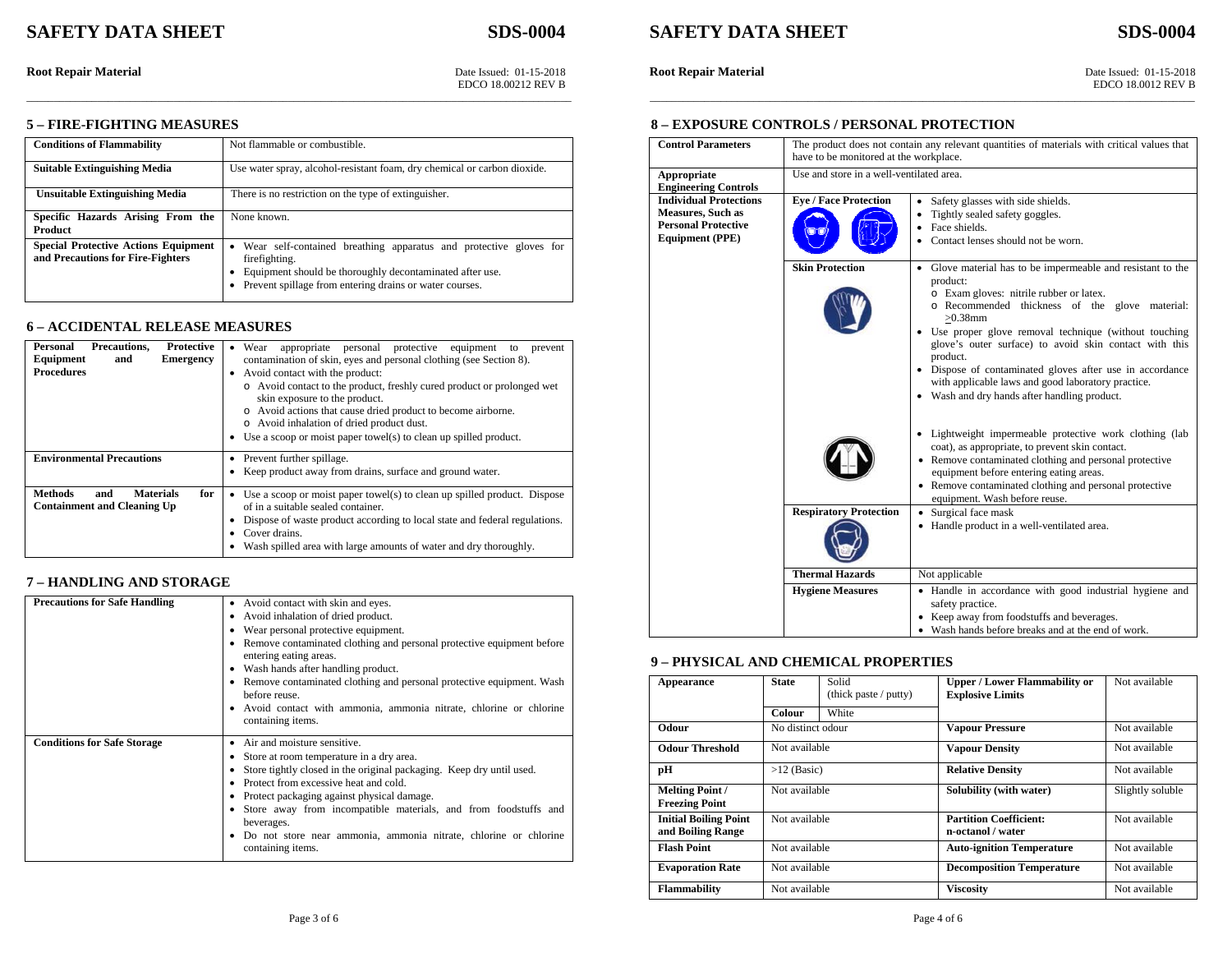## 5 – FIRE-FIGHTING MEASURES

| | |
|---|---|
| **Conditions of Flammability** | Not flammable or combustible. |
| **Suitable Extinguishing Media** | Use water spray, alcohol-resistant foam, dry chemical or carbon dioxide. |
| **Unsuitable Extinguishing Media** | There is no restriction on the type of extinguisher. |
| **Specific Hazards Arising From the Product** | None known. |
| **Special Protective Actions Equipment and Precautions for Fire-Fighters** | • Wear self-contained breathing apparatus and protective gloves for firefighting.<br>• Equipment should be thoroughly decontaminated after use.<br>• Prevent spillage from entering drains or water courses. |

## 6 – ACCIDENTAL RELEASE MEASURES

| | |
|---|---|
| **Personal Precautions, Protective Equipment and Emergency Procedures** | • Wear appropriate personal protective equipment to prevent contamination of skin, eyes and personal clothing (see Section 8).<br>• Avoid contact with the product:<br>o Avoid contact to the product, freshly cured product or prolonged wet skin exposure to the product.<br>o Avoid actions that cause dried product to become airborne.<br>o Avoid inhalation of dried product dust.<br>• Use a scoop or moist paper towel(s) to clean up spilled product. |
| **Environmental Precautions** | • Prevent further spillage.<br>• Keep product away from drains, surface and ground water. |
| **Methods and Materials for Containment and Cleaning Up** | • Use a scoop or moist paper towel(s) to clean up spilled product. Dispose of in a suitable sealed container.<br>• Dispose of waste product according to local state and federal regulations.<br>• Cover drains.<br>• Wash spilled area with large amounts of water and dry thoroughly. |

## 7 – HANDLING AND STORAGE

| | |
|---|---|
| **Precautions for Safe Handling** | • Avoid contact with skin and eyes.<br>• Avoid inhalation of dried product.<br>• Wear personal protective equipment.<br>• Remove contaminated clothing and personal protective equipment before entering eating areas.<br>• Wash hands after handling product.<br>• Remove contaminated clothing and personal protective equipment. Wash before reuse.<br>• Avoid contact with ammonia, ammonia nitrate, chlorine or chlorine containing items. |
| **Conditions for Safe Storage** | • Air and moisture sensitive.<br>• Store at room temperature in a dry area.<br>• Store tightly closed in the original packaging. Keep dry until used.<br>• Protect from excessive heat and cold.<br>• Protect packaging against physical damage.<br>• Store away from incompatible materials, and from foodstuffs and beverages.<br>• Do not store near ammonia, ammonia nitrate, chlorine or chlorine containing items. |

## 8 – EXPOSURE CONTROLS / PERSONAL PROTECTION

| | | |
|---|---|---|
| **Control Parameters** | The product does not contain any relevant quantities of materials with critical values that have to be monitored at the workplace. | |
| **Appropriate Engineering Controls** | Use and store in a well-ventilated area. | |
| **Individual Protections Measures, Such as Personal Protective Equipment (PPE)** | **Eye / Face Protection** | • Safety glasses with side shields.<br>• Tightly sealed safety goggles.<br>• Face shields.<br>• Contact lenses should not be worn. |
| | **Skin Protection** | • Glove material has to be impermeable and resistant to the product:<br>o Exam gloves: nitrile rubber or latex.<br>o Recommended thickness of the glove material: $\geq$0.38mm<br>• Use proper glove removal technique (without touching glove's outer surface) to avoid skin contact with this product.<br>• Dispose of contaminated gloves after use in accordance with applicable laws and good laboratory practice.<br>• Wash and dry hands after handling product.<br>• Lightweight impermeable protective work clothing (lab coat), as appropriate, to prevent skin contact.<br>• Remove contaminated clothing and personal protective equipment before entering eating areas.<br>• Remove contaminated clothing and personal protective equipment. Wash before reuse. |
| | **Respiratory Protection** | • Surgical face mask<br>• Handle product in a well-ventilated area. |
| | **Thermal Hazards** | Not applicable |
| | **Hygiene Measures** | • Handle in accordance with good industrial hygiene and safety practice.<br>• Keep away from foodstuffs and beverages.<br>• Wash hands before breaks and at the end of work. |

## 9 – PHYSICAL AND CHEMICAL PROPERTIES

| | | | | |
|---|---|---|---|---|
| **Appearance** | **State** | Solid (thick paste / putty) | **Upper / Lower Flammability or Explosive Limits** | Not available |
| | **Colour** | White | | |
| **Odour** | No distinct odour | | **Vapour Pressure** | Not available |
| **Odour Threshold** | Not available | | **Vapour Density** | Not available |
| **pH** | >12 (Basic) | | **Relative Density** | Not available |
| **Melting Point / Freezing Point** | Not available | | **Solubility (with water)** | Slightly soluble |
| **Initial Boiling Point and Boiling Range** | Not available | | **Partition Coefficient: n-octanol / water** | Not available |
| **Flash Point** | Not available | | **Auto-ignition Temperature** | Not available |
| **Evaporation Rate** | Not available | | **Decomposition Temperature** | Not available |
| **Flammability** | Not available | | **Viscosity** | Not available |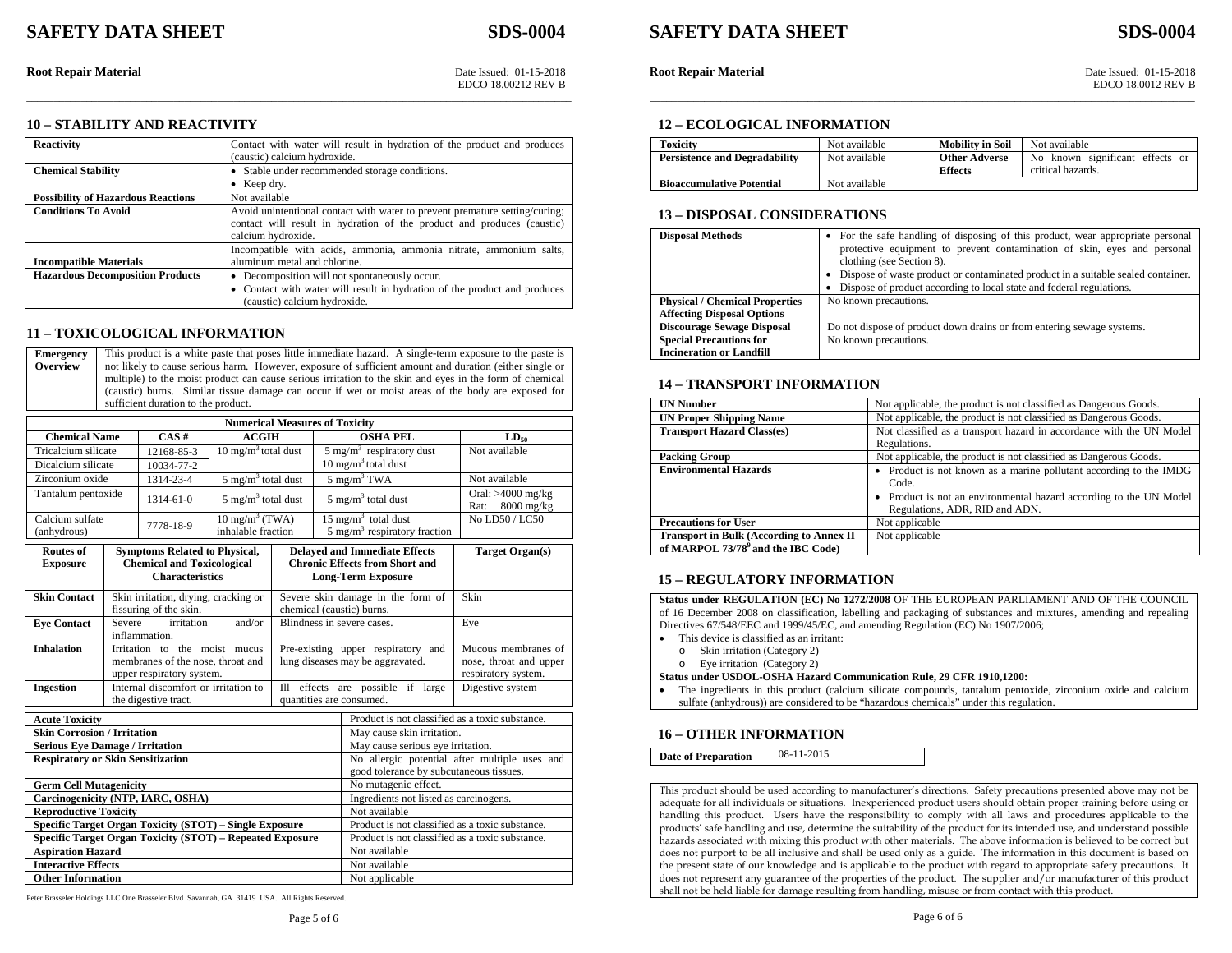# SAFETY DATA SHEET SDS-0004

**Root Repair Material**

Date Issued: 01-15-2018
EDCO 18.00212 REV B

## 10 – STABILITY AND REACTIVITY

| | |
|---|---|
| **Reactivity** | Contact with water will result in hydration of the product and produces (caustic) calcium hydroxide. |
| **Chemical Stability** | • Stable under recommended storage conditions.<br>• Keep dry. |
| **Possibility of Hazardous Reactions** | Not available |
| **Conditions To Avoid** | Avoid unintentional contact with water to prevent premature setting/curing; contact will result in hydration of the product and produces (caustic) calcium hydroxide. |
| **Incompatible Materials** | Incompatible with acids, ammonia, ammonia nitrate, ammonium salts, aluminum metal and chlorine. |
| **Hazardous Decomposition Products** | • Decomposition will not spontaneously occur.<br>• Contact with water will result in hydration of the product and produces (caustic) calcium hydroxide. |

## 11 – TOXICOLOGICAL INFORMATION

| | |
|---|---|
| **Emergency Overview** | This product is a white paste that poses little immediate hazard. A single-term exposure to the paste is not likely to cause serious harm. However, exposure of sufficient amount and duration (either single or multiple) to the moist product can cause serious irritation to the skin and eyes in the form of chemical (caustic) burns. Similar tissue damage can occur if wet or moist areas of the body are exposed for sufficient duration to the product. |

| Numerical Measures of Toxicity | | | | |
|---|---|---|---|---|
| **Chemical Name** | **CAS #** | **ACGIH** | **OSHA PEL** | **$LD_{50}$** |
| Tricalcium silicate | 12168-85-3 | 10 mg/m$^3$ total dust | 5 mg/m$^3$ respiratory dust<br>10 mg/m$^3$ total dust | Not available |
| Dicalcium silicate | 10034-77-2 | | | |
| Zirconium oxide | 1314-23-4 | 5 mg/m$^3$ total dust | 5 mg/m$^3$ TWA | Not available |
| Tantalum pentoxide | 1314-61-0 | 5 mg/m$^3$ total dust | 5 mg/m$^3$ total dust | Oral: >4000 mg/kg<br>Rat: 8000 mg/kg |
| Calcium sulfate (anhydrous) | 7778-18-9 | 10 mg/m$^3$ (TWA)<br>inhalable fraction | 15 mg/m$^3$ total dust<br>5 mg/m$^3$ respiratory fraction | No LD50 / LC50 |

| Routes of Exposure | Symptoms Related to Physical, Chemical and Toxicological Characteristics | Delayed and Immediate Effects Chronic Effects from Short and Long-Term Exposure | Target Organ(s) |
|---|---|---|---|
| **Skin Contact** | Skin irritation, drying, cracking or fissuring of the skin. | Severe skin damage in the form of chemical (caustic) burns. | Skin |
| **Eye Contact** | Severe irritation and/or inflammation. | Blindness in severe cases. | Eye |
| **Inhalation** | Irritation to the moist mucus membranes of the nose, throat and upper respiratory system. | Pre-existing upper respiratory and lung diseases may be aggravated. | Mucous membranes of nose, throat and upper respiratory system. |
| **Ingestion** | Internal discomfort or irritation to the digestive tract. | Ill effects are possible if large quantities are consumed. | Digestive system |

| | |
|---|---|
| **Acute Toxicity** | Product is not classified as a toxic substance. |
| **Skin Corrosion / Irritation** | May cause skin irritation. |
| **Serious Eye Damage / Irritation** | May cause serious eye irritation. |
| **Respiratory or Skin Sensitization** | No allergic potential after multiple uses and good tolerance by subcutaneous tissues. |
| **Germ Cell Mutagenicity** | No mutagenic effect. |
| **Carcinogenicity (NTP, IARC, OSHA)** | Ingredients not listed as carcinogens. |
| **Reproductive Toxicity** | Not available |
| **Specific Target Organ Toxicity (STOT) – Single Exposure** | Product is not classified as a toxic substance. |
| **Specific Target Organ Toxicity (STOT) – Repeated Exposure** | Product is not classified as a toxic substance. |
| **Aspiration Hazard** | Not available |
| **Interactive Effects** | Not available |
| **Other Information** | Not applicable |

Peter Brasseler Holdings LLC One Brasseler Blvd Savannah, GA 31419 USA. All Rights Reserved.

# SAFETY DATA SHEET SDS-0004

**Root Repair Material**

Date Issued: 01-15-2018
EDCO 18.0012 REV B

## 12 – ECOLOGICAL INFORMATION

| | | | |
|---|---|---|---|
| **Toxicity** | Not available | **Mobility in Soil** | Not available |
| **Persistence and Degradability** | Not available | **Other Adverse Effects** | No known significant effects or critical hazards. |
| **Bioaccumulative Potential** | Not available | | |

## 13 – DISPOSAL CONSIDERATIONS

| | |
|---|---|
| **Disposal Methods** | • For the safe handling of disposing of this product, wear appropriate personal protective equipment to prevent contamination of skin, eyes and personal clothing (see Section 8).<br>• Dispose of waste product or contaminated product in a suitable sealed container.<br>• Dispose of product according to local state and federal regulations. |
| **Physical / Chemical Properties Affecting Disposal Options** | No known precautions. |
| **Discourage Sewage Disposal** | Do not dispose of product down drains or from entering sewage systems. |
| **Special Precautions for Incineration or Landfill** | No known precautions. |

## 14 – TRANSPORT INFORMATION

| | |
|---|---|
| **UN Number** | Not applicable, the product is not classified as Dangerous Goods. |
| **UN Proper Shipping Name** | Not applicable, the product is not classified as Dangerous Goods. |
| **Transport Hazard Class(es)** | Not classified as a transport hazard in accordance with the UN Model Regulations. |
| **Packing Group** | Not applicable, the product is not classified as Dangerous Goods. |
| **Environmental Hazards** | • Product is not known as a marine pollutant according to the IMDG Code.<br>• Product is not an environmental hazard according to the UN Model Regulations, ADR, RID and ADN. |
| **Precautions for User** | Not applicable |
| **Transport in Bulk (According to Annex II of MARPOL 73/78[9] and the IBC Code)** | Not applicable |

## 15 – REGULATORY INFORMATION

**Status under REGULATION (EC) No 1272/2008** OF THE EUROPEAN PARLIAMENT AND OF THE COUNCIL of 16 December 2008 on classification, labelling and packaging of substances and mixtures, amending and repealing Directives 67/548/EEC and 1999/45/EC, and amending Regulation (EC) No 1907/2006;

- This device is classified as an irritant:
  - Skin irritation (Category 2)
  - Eye irritation (Category 2)

**Status under USDOL-OSHA Hazard Communication Rule, 29 CFR 1910,1200:**

- The ingredients in this product (calcium silicate compounds, tantalum pentoxide, zirconium oxide and calcium sulfate (anhydrous)) are considered to be "hazardous chemicals" under this regulation.

## 16 – OTHER INFORMATION

| | |
|---|---|
| **Date of Preparation** | 08-11-2015 |

This product should be used according to manufacturer's directions. Safety precautions presented above may not be adequate for all individuals or situations. Inexperienced product users should obtain proper training before using or handling this product. Users have the responsibility to comply with all laws and procedures applicable to the products' safe handling and use, determine the suitability of the product for its intended use, and understand possible hazards associated with mixing this product with other materials. The above information is believed to be correct but does not purport to be all inclusive and shall be used only as a guide. The information in this document is based on the present state of our knowledge and is applicable to the product with regard to appropriate safety precautions. It does not represent any guarantee of the properties of the product. The supplier and/or manufacturer of this product shall not be held liable for damage resulting from handling, misuse or from contact with this product.